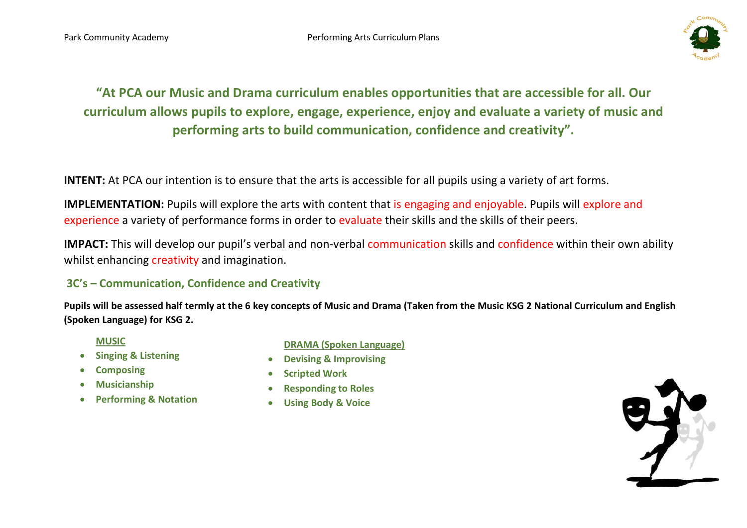## "At PCA our Music and Drama curriculum enables opportunities that are accessible for all. Our curriculum allows pupils to explore, engage, experience, enjoy and evaluate a variety of music and performing arts to build communication, confidence and creativity".

**INTENT:** At PCA our intention is to ensure that the arts is accessible for all pupils using a variety of art forms.

**IMPLEMENTATION:** Pupils will explore the arts with content that is engaging and enjoyable. Pupils will explore and experience a variety of performance forms in order to evaluate their skills and the skills of their peers.

**IMPACT:** This will develop our pupil's verbal and non-verbal communication skills and confidence within their own ability whilst enhancing creativity and imagination.

### 3C's – Communication, Confidence and Creativity

**Pupils will be assessed half termly at the 6 key concepts of Music and Drama (Taken from the Music KSG 2 National Curriculum and English (Spoken Language) for KSG 2.**

**MUSIC**

- **Singing & Listening**
- **Composing**
- **Musicianship**
- **Performing & Notation**

**DRAMA (Spoken Language)**

- **Devising & Improvising**
- **Scripted Work**
- **Responding to Roles**
- **Using Body & Voice**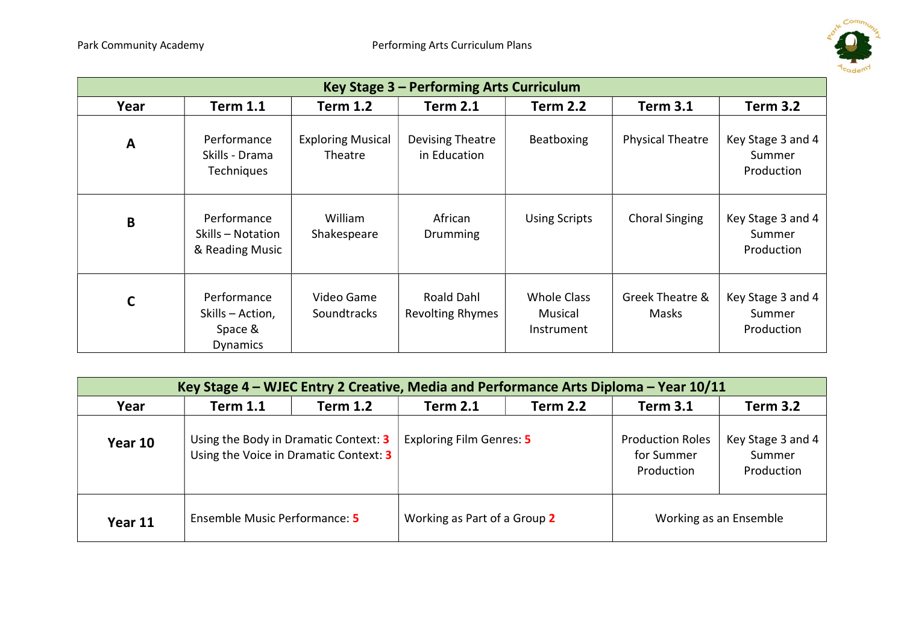| Key Stage 3 – Performing Arts Curriculum | | | | | | |
|---|---|---|---|---|---|---|
| **Year** | **Term 1.1** | **Term 1.2** | **Term 2.1** | **Term 2.2** | **Term 3.1** | **Term 3.2** |
| **A** | Performance Skills - Drama Techniques | Exploring Musical Theatre | Devising Theatre in Education | Beatboxing | Physical Theatre | Key Stage 3 and 4 Summer Production |
| **B** | Performance Skills – Notation & Reading Music | William Shakespeare | African Drumming | Using Scripts | Choral Singing | Key Stage 3 and 4 Summer Production |
| **C** | Performance Skills – Action, Space & Dynamics | Video Game Soundtracks | Roald Dahl Revolting Rhymes | Whole Class Musical Instrument | Greek Theatre & Masks | Key Stage 3 and 4 Summer Production |

| Key Stage 4 – WJEC Entry 2 Creative, Media and Performance Arts Diploma – Year 10/11 | | | | | | |
|---|---|---|---|---|---|---|
| **Year** | **Term 1.1** | **Term 1.2** | **Term 2.1** | **Term 2.2** | **Term 3.1** | **Term 3.2** |
| **Year 10** | Using the Body in Dramatic Context: **3** Using the Voice in Dramatic Context: **3** | | Exploring Film Genres: **5** | | Production Roles for Summer Production | Key Stage 3 and 4 Summer Production |
| **Year 11** | Ensemble Music Performance: **5** | | Working as Part of a Group **2** | | Working as an Ensemble | |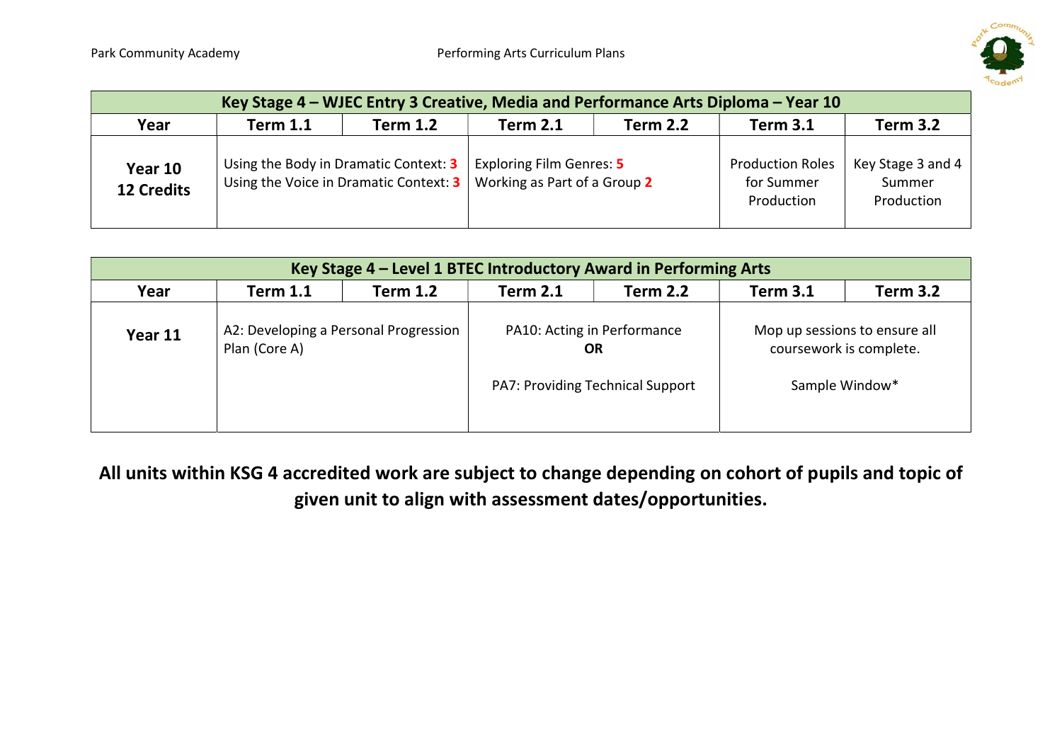| Key Stage 4 – WJEC Entry 3 Creative, Media and Performance Arts Diploma – Year 10 | | | | | | |
|---|---|---|---|---|---|---|
| **Year** | **Term 1.1** | **Term 1.2** | **Term 2.1** | **Term 2.2** | **Term 3.1** | **Term 3.2** |
| **Year 10 12 Credits** | Using the Body in Dramatic Context: 3<br>Using the Voice in Dramatic Context: 3 | | Exploring Film Genres: 5<br>Working as Part of a Group 2 | | Production Roles for Summer Production | Key Stage 3 and 4 Summer Production |

| Key Stage 4 – Level 1 BTEC Introductory Award in Performing Arts | | | | | | |
|---|---|---|---|---|---|---|
| **Year** | **Term 1.1** | **Term 1.2** | **Term 2.1** | **Term 2.2** | **Term 3.1** | **Term 3.2** |
| **Year 11** | A2: Developing a Personal Progression Plan (Core A) | | PA10: Acting in Performance<br>**OR**<br>PA7: Providing Technical Support | | Mop up sessions to ensure all coursework is complete.<br>Sample Window* | |

**All units within KSG 4 accredited work are subject to change depending on cohort of pupils and topic of given unit to align with assessment dates/opportunities.**